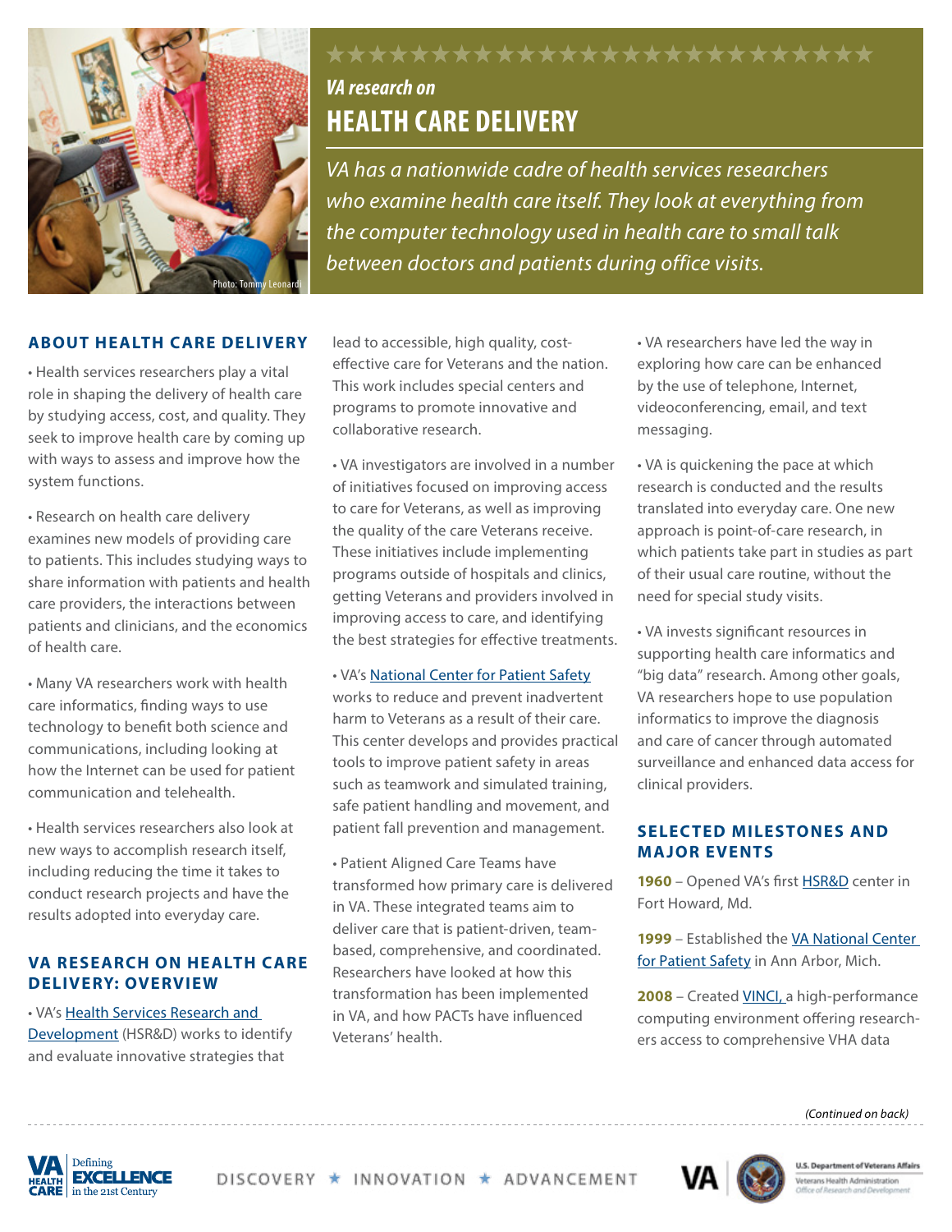Photo: Tommy Leonardi

*VA research on*

# HEALTH CARE DELIVERY

*VA has a nationwide cadre of health services researchers who examine health care itself. They look at everything from the computer technology used in health care to small talk between doctors and patients during office visits.*

## ABOUT HEALTH CARE DELIVERY

• Health services researchers play a vital role in shaping the delivery of health care by studying access, cost, and quality. They seek to improve health care by coming up with ways to assess and improve how the system functions.

• Research on health care delivery examines new models of providing care to patients. This includes studying ways to share information with patients and health care providers, the interactions between patients and clinicians, and the economics of health care.

• Many VA researchers work with health care informatics, finding ways to use technology to benefit both science and communications, including looking at how the Internet can be used for patient communication and telehealth.

• Health services researchers also look at new ways to accomplish research itself, including reducing the time it takes to conduct research projects and have the results adopted into everyday care.

## VA RESEARCH ON HEALTH CARE DELIVERY: OVERVIEW

• VA's Health Services Research and Development (HSR&D) works to identify and evaluate innovative strategies that lead to accessible, high quality, cost-effective care for Veterans and the nation. This work includes special centers and programs to promote innovative and collaborative research.

• VA investigators are involved in a number of initiatives focused on improving access to care for Veterans, as well as improving the quality of the care Veterans receive. These initiatives include implementing programs outside of hospitals and clinics, getting Veterans and providers involved in improving access to care, and identifying the best strategies for effective treatments.

• VA's National Center for Patient Safety works to reduce and prevent inadvertent harm to Veterans as a result of their care. This center develops and provides practical tools to improve patient safety in areas such as teamwork and simulated training, safe patient handling and movement, and patient fall prevention and management.

• Patient Aligned Care Teams have transformed how primary care is delivered in VA. These integrated teams aim to deliver care that is patient-driven, team-based, comprehensive, and coordinated. Researchers have looked at how this transformation has been implemented in VA, and how PACTs have influenced Veterans' health.

• VA researchers have led the way in exploring how care can be enhanced by the use of telephone, Internet, videoconferencing, email, and text messaging.

• VA is quickening the pace at which research is conducted and the results translated into everyday care. One new approach is point-of-care research, in which patients take part in studies as part of their usual care routine, without the need for special study visits.

• VA invests significant resources in supporting health care informatics and "big data" research. Among other goals, VA researchers hope to use population informatics to improve the diagnosis and care of cancer through automated surveillance and enhanced data access for clinical providers.

## SELECTED MILESTONES AND MAJOR EVENTS

**1960** – Opened VA's first HSR&D center in Fort Howard, Md.

**1999** – Established the VA National Center for Patient Safety in Ann Arbor, Mich.

**2008** – Created VINCI, a high-performance computing environment offering researchers access to comprehensive VHA data

*(Continued on back)*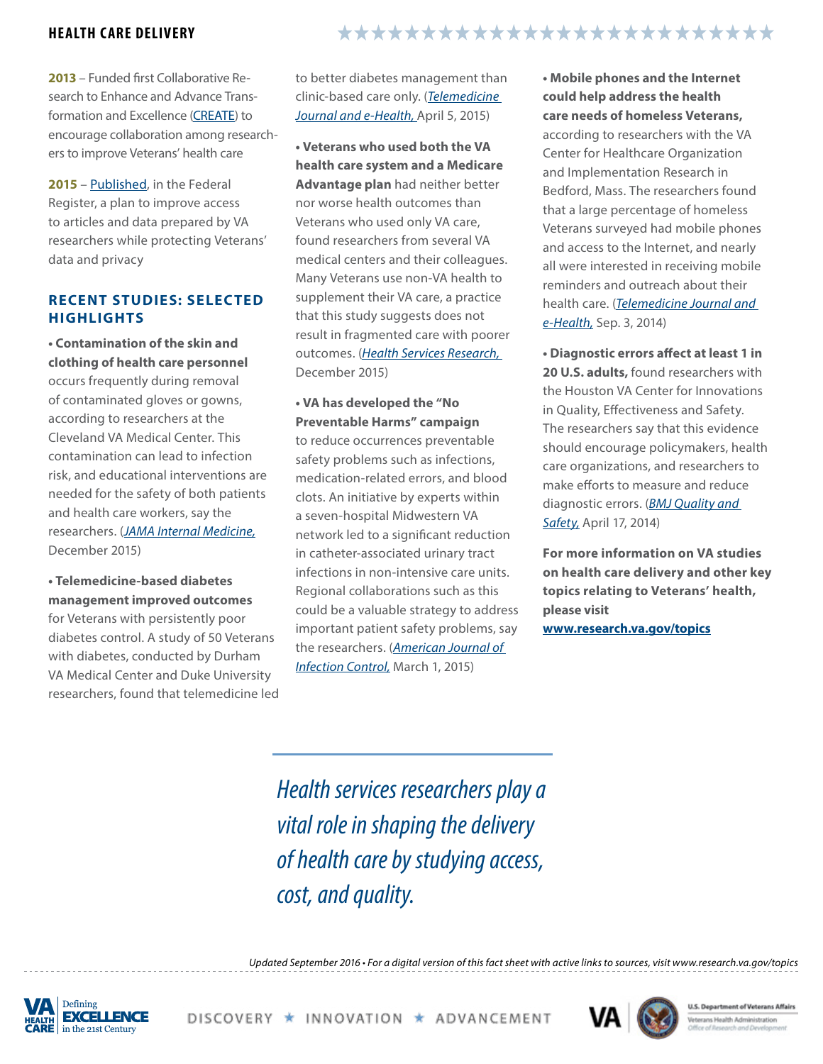**2013** – Funded first Collaborative Research to Enhance and Advance Transformation and Excellence (CREATE) to encourage collaboration among researchers to improve Veterans' health care

**2015** – Published, in the Federal Register, a plan to improve access to articles and data prepared by VA researchers while protecting Veterans' data and privacy

## RECENT STUDIES: SELECTED HIGHLIGHTS

• **Contamination of the skin and clothing of health care personnel** occurs frequently during removal of contaminated gloves or gowns, according to researchers at the Cleveland VA Medical Center. This contamination can lead to infection risk, and educational interventions are needed for the safety of both patients and health care workers, say the researchers. (*JAMA Internal Medicine,* December 2015)

• **Telemedicine-based diabetes management improved outcomes** for Veterans with persistently poor diabetes control. A study of 50 Veterans with diabetes, conducted by Durham VA Medical Center and Duke University researchers, found that telemedicine led to better diabetes management than clinic-based care only. (*Telemedicine Journal and e-Health,* April 5, 2015)

• **Veterans who used both the VA health care system and a Medicare Advantage plan** had neither better nor worse health outcomes than Veterans who used only VA care, found researchers from several VA medical centers and their colleagues. Many Veterans use non-VA health to supplement their VA care, a practice that this study suggests does not result in fragmented care with poorer outcomes. (*Health Services Research,* December 2015)

• **VA has developed the "No Preventable Harms" campaign** to reduce occurrences preventable safety problems such as infections, medication-related errors, and blood clots. An initiative by experts within a seven-hospital Midwestern VA network led to a significant reduction in catheter-associated urinary tract infections in non-intensive care units. Regional collaborations such as this could be a valuable strategy to address important patient safety problems, say the researchers. (*American Journal of Infection Control,* March 1, 2015)

• **Mobile phones and the Internet could help address the health care needs of homeless Veterans,** according to researchers with the VA Center for Healthcare Organization and Implementation Research in Bedford, Mass. The researchers found that a large percentage of homeless Veterans surveyed had mobile phones and access to the Internet, and nearly all were interested in receiving mobile reminders and outreach about their health care. (*Telemedicine Journal and e-Health,* Sep. 3, 2014)

• **Diagnostic errors affect at least 1 in 20 U.S. adults,** found researchers with the Houston VA Center for Innovations in Quality, Effectiveness and Safety. The researchers say that this evidence should encourage policymakers, health care organizations, and researchers to make efforts to measure and reduce diagnostic errors. (*BMJ Quality and Safety,* April 17, 2014)

**For more information on VA studies on health care delivery and other key topics relating to Veterans' health, please visit www.research.va.gov/topics**

*Health services researchers play a vital role in shaping the delivery of health care by studying access, cost, and quality.*

*Updated September 2016 • For a digital version of this fact sheet with active links to sources, visit www.research.va.gov/topics*